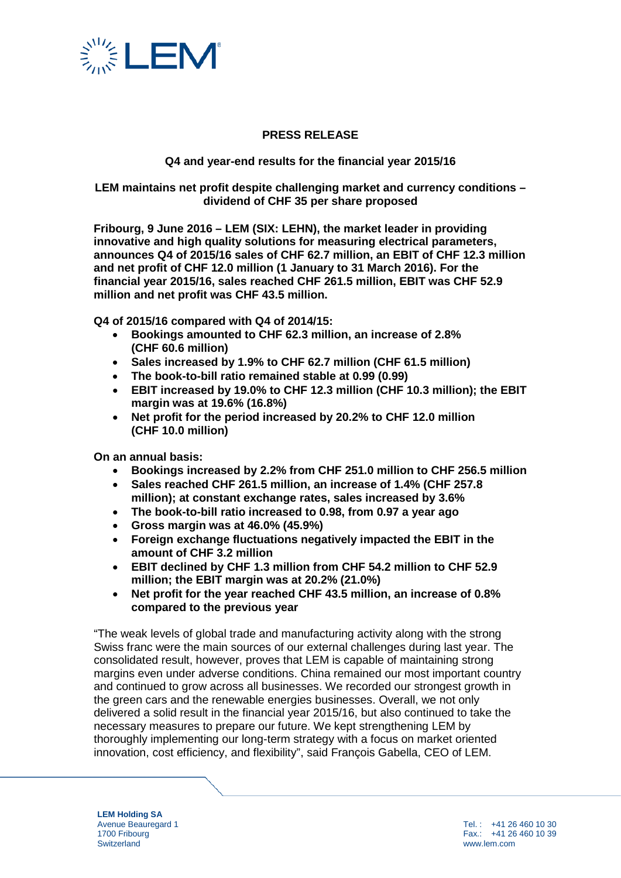# PRESS RELEASE

## Q4 and year-end results for the financial year 2015/16

## LEM maintains net profit despite challenging market and currency conditions – dividend of CHF 35 per share proposed

**Fribourg, 9 June 2016 – LEM (SIX: LEHN), the market leader in providing innovative and high quality solutions for measuring electrical parameters, announces Q4 of 2015/16 sales of CHF 62.7 million, an EBIT of CHF 12.3 million and net profit of CHF 12.0 million (1 January to 31 March 2016). For the financial year 2015/16, sales reached CHF 261.5 million, EBIT was CHF 52.9 million and net profit was CHF 43.5 million.**

**Q4 of 2015/16 compared with Q4 of 2014/15:**

- **Bookings amounted to CHF 62.3 million, an increase of 2.8% (CHF 60.6 million)**
- **Sales increased by 1.9% to CHF 62.7 million (CHF 61.5 million)**
- **The book-to-bill ratio remained stable at 0.99 (0.99)**
- **EBIT increased by 19.0% to CHF 12.3 million (CHF 10.3 million); the EBIT margin was at 19.6% (16.8%)**
- **Net profit for the period increased by 20.2% to CHF 12.0 million (CHF 10.0 million)**

**On an annual basis:**

- **Bookings increased by 2.2% from CHF 251.0 million to CHF 256.5 million**
- **Sales reached CHF 261.5 million, an increase of 1.4% (CHF 257.8 million); at constant exchange rates, sales increased by 3.6%**
- **The book-to-bill ratio increased to 0.98, from 0.97 a year ago**
- **Gross margin was at 46.0% (45.9%)**
- **Foreign exchange fluctuations negatively impacted the EBIT in the amount of CHF 3.2 million**
- **EBIT declined by CHF 1.3 million from CHF 54.2 million to CHF 52.9 million; the EBIT margin was at 20.2% (21.0%)**
- **Net profit for the year reached CHF 43.5 million, an increase of 0.8% compared to the previous year**

"The weak levels of global trade and manufacturing activity along with the strong Swiss franc were the main sources of our external challenges during last year. The consolidated result, however, proves that LEM is capable of maintaining strong margins even under adverse conditions. China remained our most important country and continued to grow across all businesses. We recorded our strongest growth in the green cars and the renewable energies businesses. Overall, we not only delivered a solid result in the financial year 2015/16, but also continued to take the necessary measures to prepare our future. We kept strengthening LEM by thoroughly implementing our long-term strategy with a focus on market oriented innovation, cost efficiency, and flexibility", said François Gabella, CEO of LEM.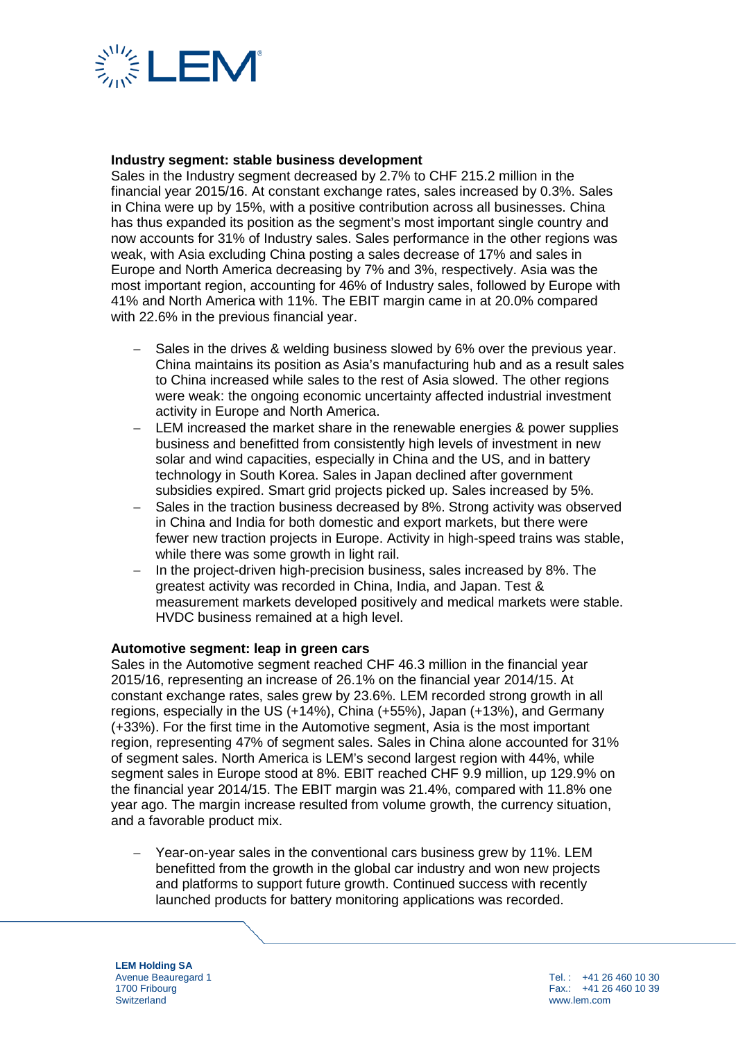**Industry segment: stable business development**

Sales in the Industry segment decreased by 2.7% to CHF 215.2 million in the financial year 2015/16. At constant exchange rates, sales increased by 0.3%. Sales in China were up by 15%, with a positive contribution across all businesses. China has thus expanded its position as the segment's most important single country and now accounts for 31% of Industry sales. Sales performance in the other regions was weak, with Asia excluding China posting a sales decrease of 17% and sales in Europe and North America decreasing by 7% and 3%, respectively. Asia was the most important region, accounting for 46% of Industry sales, followed by Europe with 41% and North America with 11%. The EBIT margin came in at 20.0% compared with 22.6% in the previous financial year.

- Sales in the drives & welding business slowed by 6% over the previous year. China maintains its position as Asia's manufacturing hub and as a result sales to China increased while sales to the rest of Asia slowed. The other regions were weak: the ongoing economic uncertainty affected industrial investment activity in Europe and North America.
- LEM increased the market share in the renewable energies & power supplies business and benefitted from consistently high levels of investment in new solar and wind capacities, especially in China and the US, and in battery technology in South Korea. Sales in Japan declined after government subsidies expired. Smart grid projects picked up. Sales increased by 5%.
- Sales in the traction business decreased by 8%. Strong activity was observed in China and India for both domestic and export markets, but there were fewer new traction projects in Europe. Activity in high-speed trains was stable, while there was some growth in light rail.
- In the project-driven high-precision business, sales increased by 8%. The greatest activity was recorded in China, India, and Japan. Test & measurement markets developed positively and medical markets were stable. HVDC business remained at a high level.

**Automotive segment: leap in green cars**

Sales in the Automotive segment reached CHF 46.3 million in the financial year 2015/16, representing an increase of 26.1% on the financial year 2014/15. At constant exchange rates, sales grew by 23.6%. LEM recorded strong growth in all regions, especially in the US (+14%), China (+55%), Japan (+13%), and Germany (+33%). For the first time in the Automotive segment, Asia is the most important region, representing 47% of segment sales. Sales in China alone accounted for 31% of segment sales. North America is LEM's second largest region with 44%, while segment sales in Europe stood at 8%. EBIT reached CHF 9.9 million, up 129.9% on the financial year 2014/15. The EBIT margin was 21.4%, compared with 11.8% one year ago. The margin increase resulted from volume growth, the currency situation, and a favorable product mix.

- Year-on-year sales in the conventional cars business grew by 11%. LEM benefitted from the growth in the global car industry and won new projects and platforms to support future growth. Continued success with recently launched products for battery monitoring applications was recorded.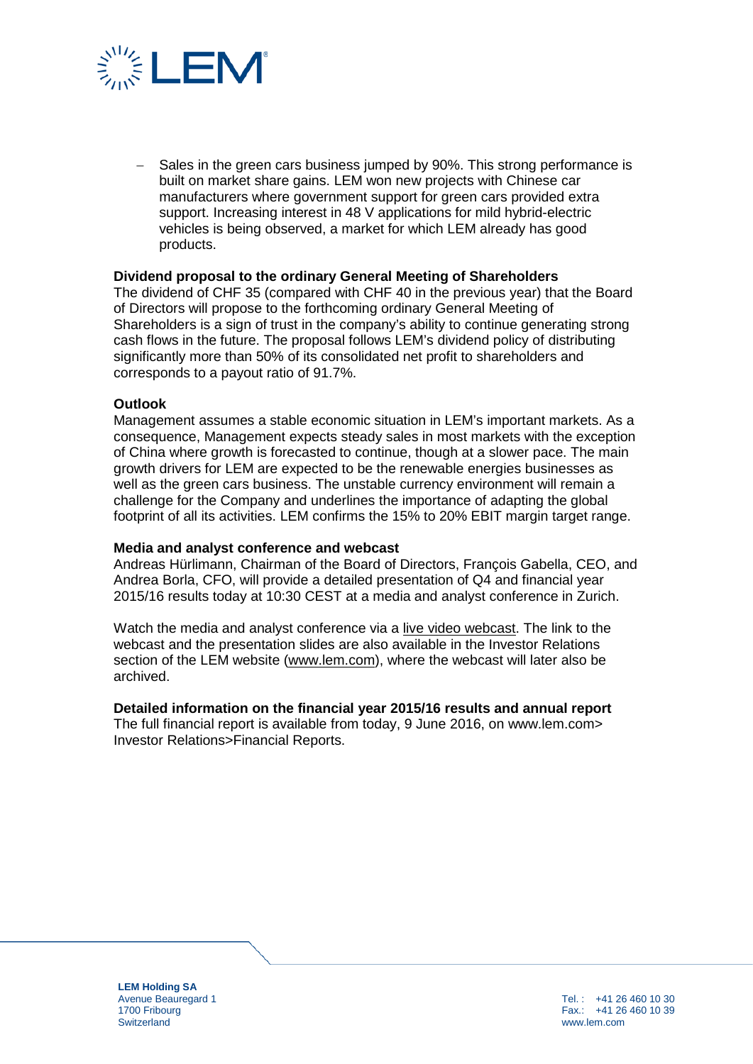- Sales in the green cars business jumped by 90%. This strong performance is built on market share gains. LEM won new projects with Chinese car manufacturers where government support for green cars provided extra support. Increasing interest in 48 V applications for mild hybrid-electric vehicles is being observed, a market for which LEM already has good products.

**Dividend proposal to the ordinary General Meeting of Shareholders**

The dividend of CHF 35 (compared with CHF 40 in the previous year) that the Board of Directors will propose to the forthcoming ordinary General Meeting of Shareholders is a sign of trust in the company's ability to continue generating strong cash flows in the future. The proposal follows LEM's dividend policy of distributing significantly more than 50% of its consolidated net profit to shareholders and corresponds to a payout ratio of 91.7%.

**Outlook**

Management assumes a stable economic situation in LEM's important markets. As a consequence, Management expects steady sales in most markets with the exception of China where growth is forecasted to continue, though at a slower pace. The main growth drivers for LEM are expected to be the renewable energies businesses as well as the green cars business. The unstable currency environment will remain a challenge for the Company and underlines the importance of adapting the global footprint of all its activities. LEM confirms the 15% to 20% EBIT margin target range.

**Media and analyst conference and webcast**

Andreas Hürlimann, Chairman of the Board of Directors, François Gabella, CEO, and Andrea Borla, CFO, will provide a detailed presentation of Q4 and financial year 2015/16 results today at 10:30 CEST at a media and analyst conference in Zurich.

Watch the media and analyst conference via a live video webcast. The link to the webcast and the presentation slides are also available in the Investor Relations section of the LEM website (www.lem.com), where the webcast will later also be archived.

**Detailed information on the financial year 2015/16 results and annual report**

The full financial report is available from today, 9 June 2016, on www.lem.com> Investor Relations>Financial Reports.

**LEM Holding SA**
Avenue Beauregard 1
1700 Fribourg
Switzerland

Tel. : +41 26 460 10 30
Fax.: +41 26 460 10 39
www.lem.com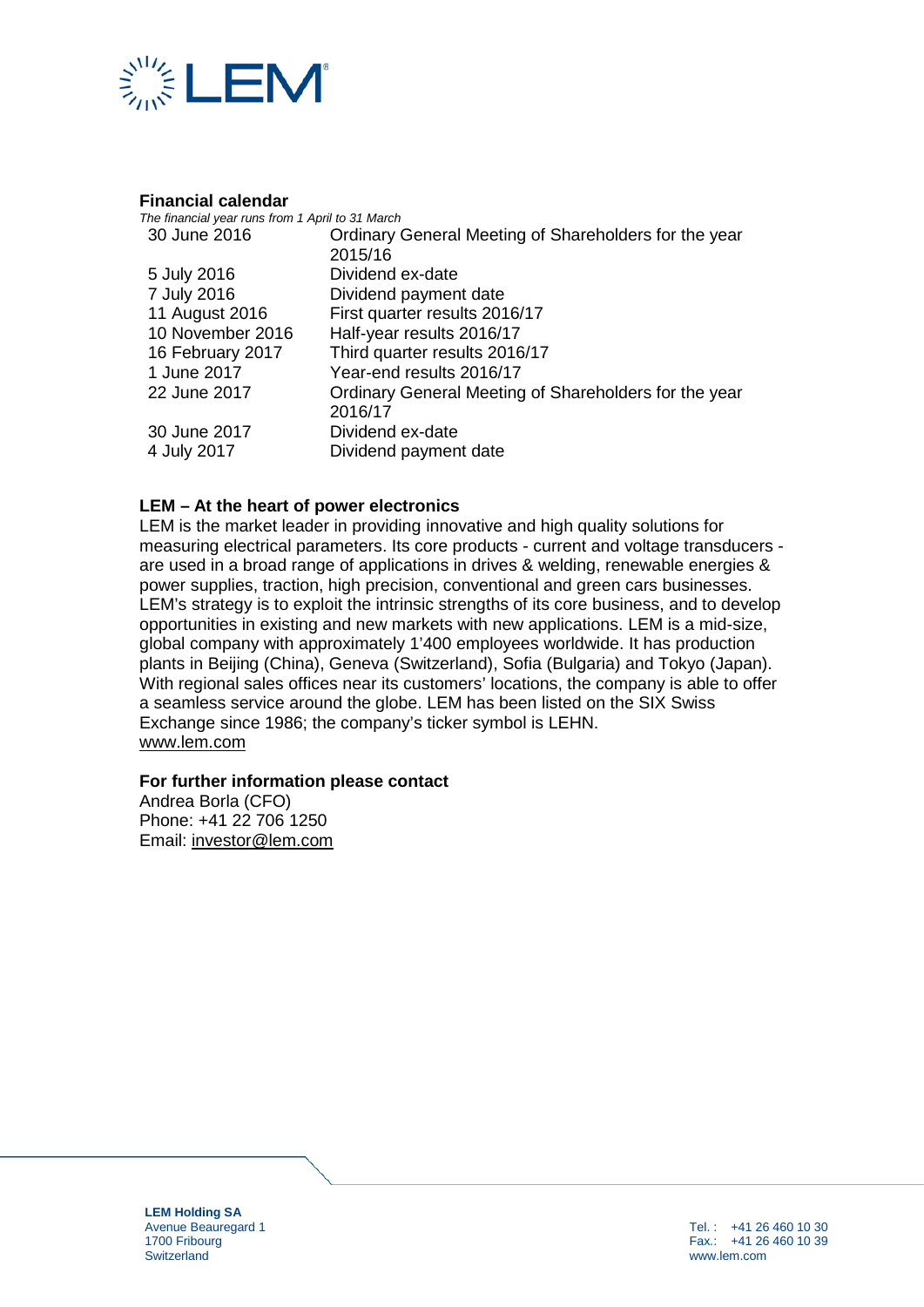**Financial calendar**

*The financial year runs from 1 April to 31 March*

| | |
|---|---|
| 30 June 2016 | Ordinary General Meeting of Shareholders for the year 2015/16 |
| 5 July 2016 | Dividend ex-date |
| 7 July 2016 | Dividend payment date |
| 11 August 2016 | First quarter results 2016/17 |
| 10 November 2016 | Half-year results 2016/17 |
| 16 February 2017 | Third quarter results 2016/17 |
| 1 June 2017 | Year-end results 2016/17 |
| 22 June 2017 | Ordinary General Meeting of Shareholders for the year 2016/17 |
| 30 June 2017 | Dividend ex-date |
| 4 July 2017 | Dividend payment date |

**LEM – At the heart of power electronics**

LEM is the market leader in providing innovative and high quality solutions for measuring electrical parameters. Its core products - current and voltage transducers - are used in a broad range of applications in drives & welding, renewable energies & power supplies, traction, high precision, conventional and green cars businesses. LEM's strategy is to exploit the intrinsic strengths of its core business, and to develop opportunities in existing and new markets with new applications. LEM is a mid-size, global company with approximately 1'400 employees worldwide. It has production plants in Beijing (China), Geneva (Switzerland), Sofia (Bulgaria) and Tokyo (Japan). With regional sales offices near its customers' locations, the company is able to offer a seamless service around the globe. LEM has been listed on the SIX Swiss Exchange since 1986; the company's ticker symbol is LEHN.
www.lem.com

**For further information please contact**

Andrea Borla (CFO)
Phone: +41 22 706 1250
Email: investor@lem.com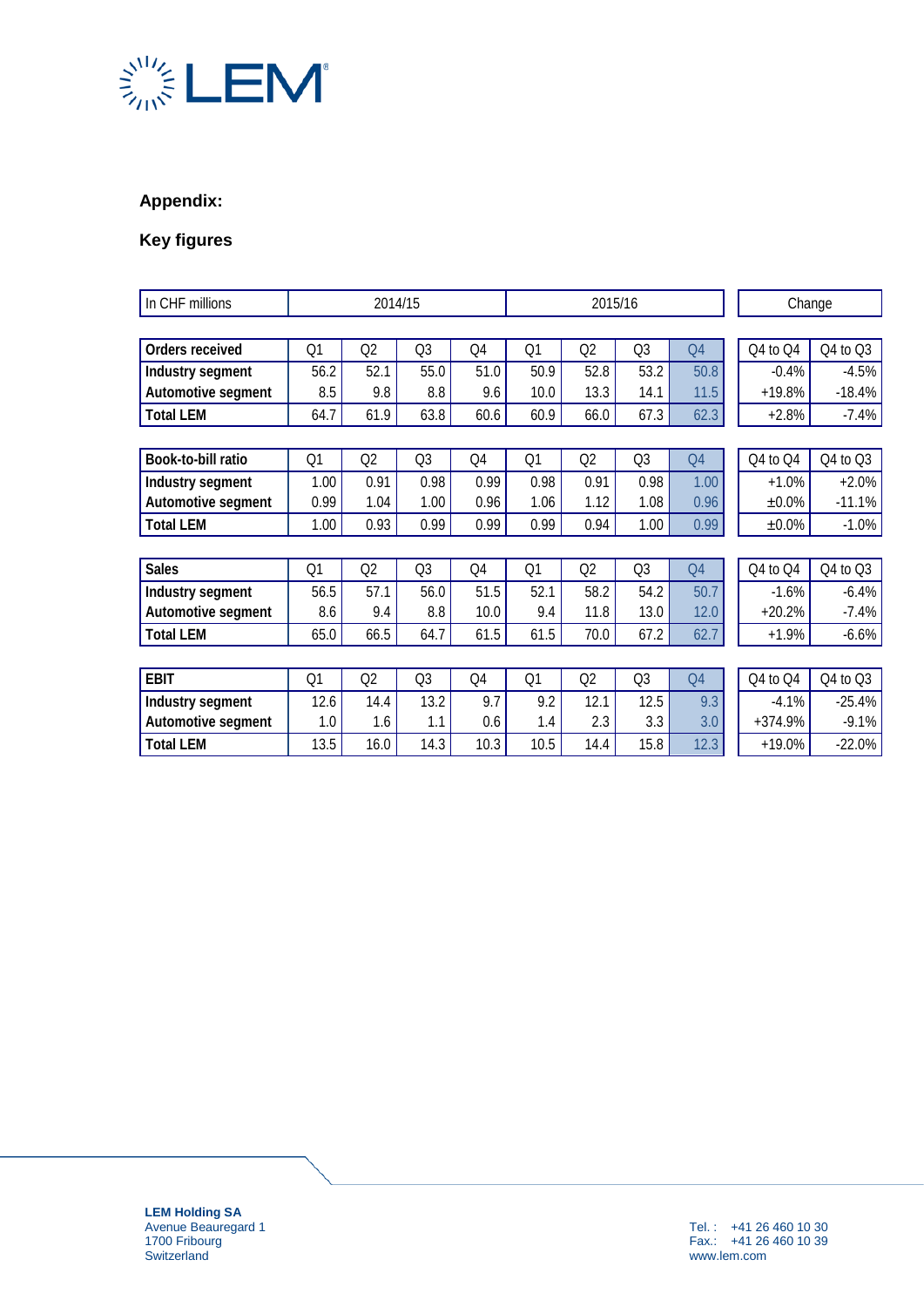## Appendix:

## Key figures

| In CHF millions | 2014/15 | | | | 2015/16 | | | | Change | |
|---|---|---|---|---|---|---|---|---|---|---|
| **Orders received** | Q1 | Q2 | Q3 | Q4 | Q1 | Q2 | Q3 | Q4 | Q4 to Q4 | Q4 to Q3 |
| **Industry segment** | 56.2 | 52.1 | 55.0 | 51.0 | 50.9 | 52.8 | 53.2 | 50.8 | -0.4% | -4.5% |
| **Automotive segment** | 8.5 | 9.8 | 8.8 | 9.6 | 10.0 | 13.3 | 14.1 | 11.5 | +19.8% | -18.4% |
| **Total LEM** | 64.7 | 61.9 | 63.8 | 60.6 | 60.9 | 66.0 | 67.3 | 62.3 | +2.8% | -7.4% |
| **Book-to-bill ratio** | Q1 | Q2 | Q3 | Q4 | Q1 | Q2 | Q3 | Q4 | Q4 to Q4 | Q4 to Q3 |
| **Industry segment** | 1.00 | 0.91 | 0.98 | 0.99 | 0.98 | 0.91 | 0.98 | 1.00 | +1.0% | +2.0% |
| **Automotive segment** | 0.99 | 1.04 | 1.00 | 0.96 | 1.06 | 1.12 | 1.08 | 0.96 | ±0.0% | -11.1% |
| **Total LEM** | 1.00 | 0.93 | 0.99 | 0.99 | 0.99 | 0.94 | 1.00 | 0.99 | ±0.0% | -1.0% |
| **Sales** | Q1 | Q2 | Q3 | Q4 | Q1 | Q2 | Q3 | Q4 | Q4 to Q4 | Q4 to Q3 |
| **Industry segment** | 56.5 | 57.1 | 56.0 | 51.5 | 52.1 | 58.2 | 54.2 | 50.7 | -1.6% | -6.4% |
| **Automotive segment** | 8.6 | 9.4 | 8.8 | 10.0 | 9.4 | 11.8 | 13.0 | 12.0 | +20.2% | -7.4% |
| **Total LEM** | 65.0 | 66.5 | 64.7 | 61.5 | 61.5 | 70.0 | 67.2 | 62.7 | +1.9% | -6.6% |
| **EBIT** | Q1 | Q2 | Q3 | Q4 | Q1 | Q2 | Q3 | Q4 | Q4 to Q4 | Q4 to Q3 |
| **Industry segment** | 12.6 | 14.4 | 13.2 | 9.7 | 9.2 | 12.1 | 12.5 | 9.3 | -4.1% | -25.4% |
| **Automotive segment** | 1.0 | 1.6 | 1.1 | 0.6 | 1.4 | 2.3 | 3.3 | 3.0 | +374.9% | -9.1% |
| **Total LEM** | 13.5 | 16.0 | 14.3 | 10.3 | 10.5 | 14.4 | 15.8 | 12.3 | +19.0% | -22.0% |

**LEM Holding SA**
Avenue Beauregard 1
1700 Fribourg
Switzerland

Tel. : +41 26 460 10 30
Fax.: +41 26 460 10 39
www.lem.com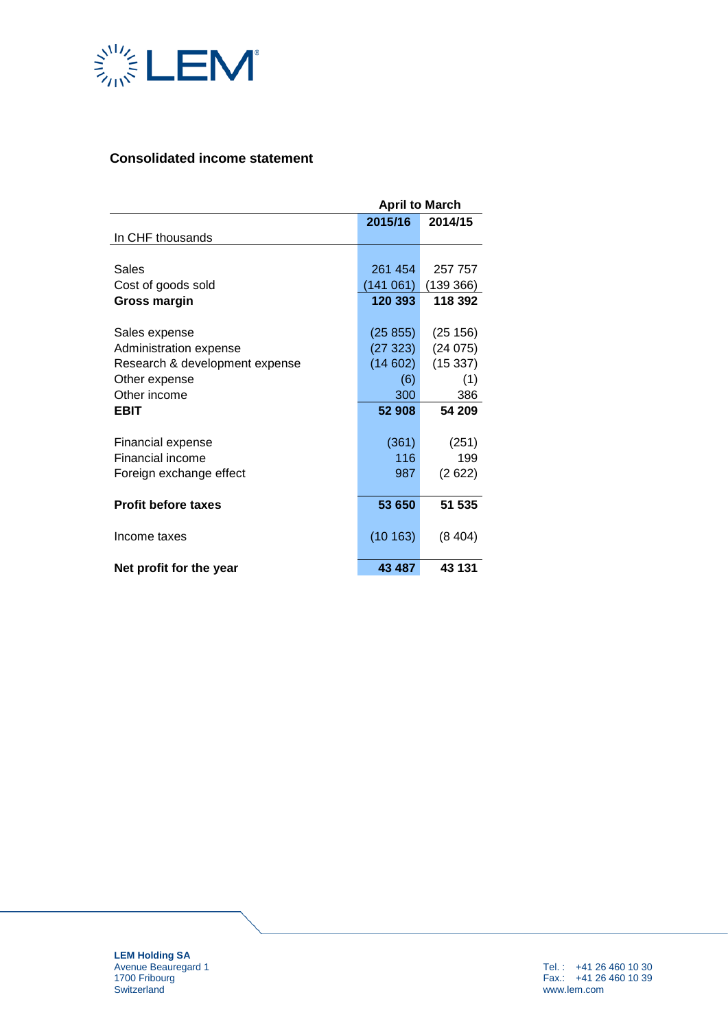## Consolidated income statement

| In CHF thousands | April to March 2015/16 | 2014/15 |
|---|---|---|
| Sales | 261 454 | 257 757 |
| Cost of goods sold | (141 061) | (139 366) |
| **Gross margin** | **120 393** | **118 392** |
| Sales expense | (25 855) | (25 156) |
| Administration expense | (27 323) | (24 075) |
| Research & development expense | (14 602) | (15 337) |
| Other expense | (6) | (1) |
| Other income | 300 | 386 |
| **EBIT** | **52 908** | **54 209** |
| Financial expense | (361) | (251) |
| Financial income | 116 | 199 |
| Foreign exchange effect | 987 | (2 622) |
| **Profit before taxes** | **53 650** | **51 535** |
| Income taxes | (10 163) | (8 404) |
| **Net profit for the year** | **43 487** | **43 131** |

**LEM Holding SA**
Avenue Beauregard 1
1700 Fribourg
Switzerland

Tel. : +41 26 460 10 30
Fax.: +41 26 460 10 39
www.lem.com